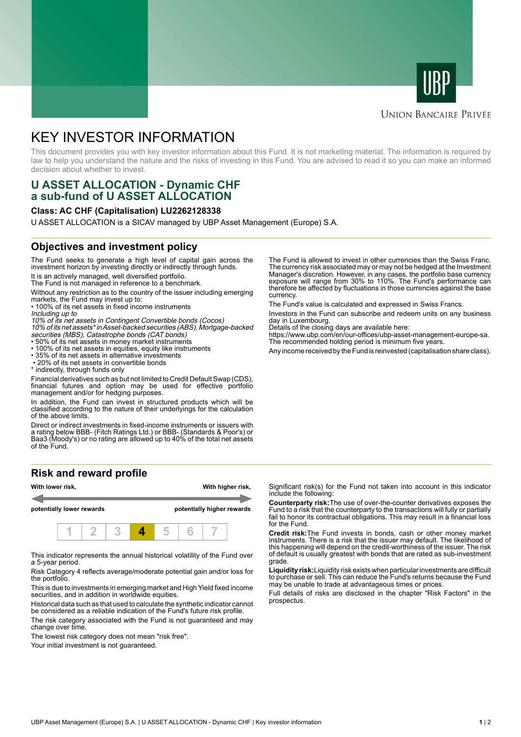# KEY INVESTOR INFORMATION

This document provides you with key investor information about this Fund. It is not marketing material. The information is required by law to help you understand the nature and the risks of investing in this Fund. You are advised to read it so you can make an informed decision about whether to invest.

## U ASSET ALLOCATION - Dynamic CHF
## a sub-fund of U ASSET ALLOCATION

**Class: AC CHF (Capitalisation) LU2262128338**

U ASSET ALLOCATION is a SICAV managed by UBP Asset Management (Europe) S.A.

## Objectives and investment policy

The Fund seeks to generate a high level of capital gain across the investment horizon by investing directly or indirectly through funds.

It is an actively managed, well diversified portfolio.
The Fund is not managed in reference to a benchmark.

Without any restriction as to the country of the issuer including emerging markets, the Fund may invest up to:

- 100% of its net assets in fixed income instruments

*Including up to*
*10% of its net assets in Contingent Convertible bonds (Cocos)*
*10% of its net assets* in Asset-backed securities (ABS), Mortgage-backed securities (MBS), Catastrophe bonds (CAT bonds)*

- 50% of its net assets in money market instruments
- 100% of its net assets in equities, equity like instruments
- 35% of its net assets in alternative investments
- 20% of its net assets in convertible bonds

\* indirectly, through funds only

Financial derivatives such as but not limited to Credit Default Swap (CDS), financial futures and option may be used for effective portfolio management and/or for hedging purposes.

In addition, the Fund can invest in structured products which will be classified according to the nature of their underlyings for the calculation of the above limits.

Direct or indirect investments in fixed-income instruments or issuers with a rating below BBB- (Fitch Ratings Ltd.) or BBB- (Standards & Poor's) or Baa3 (Moody's) or no rating are allowed up to 40% of the total net assets of the Fund.

The Fund is allowed to invest in other currencies than the Swiss Franc. The currency risk associated may or may not be hedged at the Investment Manager's discretion. However, in any cases, the portfolio base currency exposure will range from 30% to 110%. The Fund's performance can therefore be affected by fluctuations in those currencies against the base currency.

The Fund's value is calculated and expressed in Swiss Francs.

Investors in the Fund can subscribe and redeem units on any business day in Luxembourg.
Details of the closing days are available here:
https://www.ubp.com/en/our-offices/ubp-asset-management-europe-sa.
The recommended holding period is minimum five years.

Any income received by the Fund is reinvested (capitalisation share class).

## Risk and reward profile

| **With lower risk,** | | | | | | **With higher risk,** |
|---|---|---|---|---|---|---|
| **potentially lower rewards** | | | | | | **potentially higher rewards** |
| 1 | 2 | 3 | **4** | 5 | 6 | 7 |

This indicator represents the annual historical volatility of the Fund over a 5-year period.

Risk Category 4 reflects average/moderate potential gain and/or loss for the portfolio.

This is due to investments in emerging market and High Yield fixed income securities, and in addition in worldwide equities.

Historical data such as that used to calculate the synthetic indicator cannot be considered as a reliable indication of the Fund's future risk profile.

The risk category associated with the Fund is not guaranteed and may change over time.

The lowest risk category does not mean "risk free".

Your initial investment is not guaranteed.

Significant risk(s) for the Fund not taken into account in this indicator include the following:

**Counterparty risk:** The use of over-the-counter derivatives exposes the Fund to a risk that the counterparty to the transactions will fully or partially fail to honor its contractual obligations. This may result in a financial loss for the Fund.

**Credit risk:** The Fund invests in bonds, cash or other money market instruments. There is a risk that the issuer may default. The likelihood of this happening will depend on the credit-worthiness of the issuer. The risk of default is usually greatest with bonds that are rated as sub-investment grade.

**Liquidity risk:** Liquidity risk exists when particular investments are difficult to purchase or sell. This can reduce the Fund's returns because the Fund may be unable to trade at advantageous times or prices.

Full details of risks are disclosed in the chapter "Risk Factors" in the prospectus.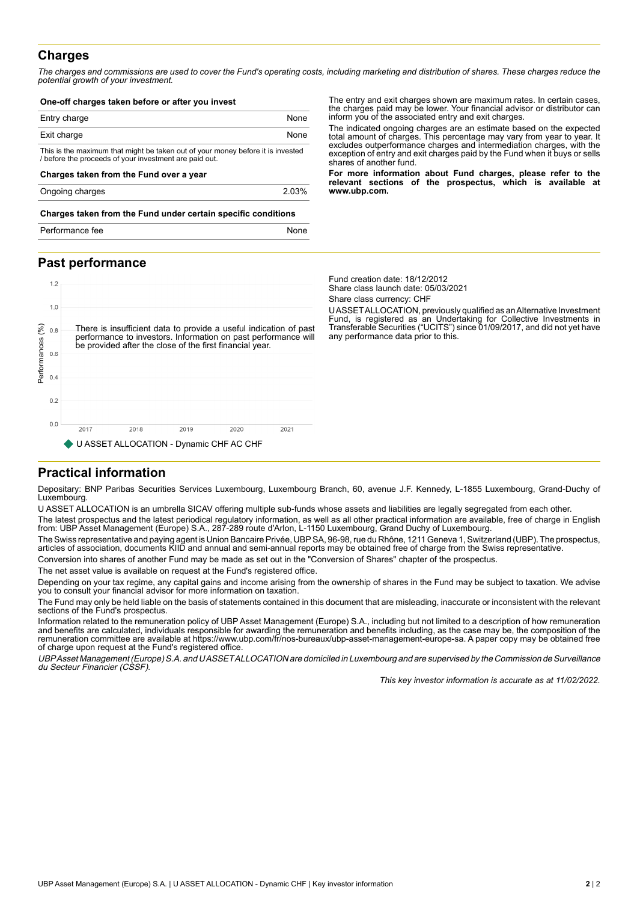## Charges

*The charges and commissions are used to cover the Fund's operating costs, including marketing and distribution of shares. These charges reduce the potential growth of your investment.*

| **One-off charges taken before or after you invest** | |
|---|---|
| Entry charge | None |
| Exit charge | None |

This is the maximum that might be taken out of your money before it is invested / before the proceeds of your investment are paid out.

| **Charges taken from the Fund over a year** | |
|---|---|
| Ongoing charges | 2.03% |

| **Charges taken from the Fund under certain specific conditions** | |
|---|---|
| Performance fee | None |

The entry and exit charges shown are maximum rates. In certain cases, the charges paid may be lower. Your financial advisor or distributor can inform you of the associated entry and exit charges.

The indicated ongoing charges are an estimate based on the expected total amount of charges. This percentage may vary from year to year. It excludes outperformance charges and intermediation charges, with the exception of entry and exit charges paid by the Fund when it buys or sells shares of another fund.

**For more information about Fund charges, please refer to the relevant sections of the prospectus, which is available at www.ubp.com.**

## Past performance

Performances (%)

1.2
1.0
0.8
0.6
0.4
0.2
0.0

2017 2018 2019 2020 2021

There is insufficient data to provide a useful indication of past performance to investors. Information on past performance will be provided after the close of the first financial year.

U ASSET ALLOCATION - Dynamic CHF AC CHF

Fund creation date: 18/12/2012
Share class launch date: 05/03/2021

Share class currency: CHF

U ASSET ALLOCATION, previously qualified as an Alternative Investment Fund, is registered as an Undertaking for Collective Investments in Transferable Securities ("UCITS") since 01/09/2017, and did not yet have any performance data prior to this.

## Practical information

Depositary: BNP Paribas Securities Services Luxembourg, Luxembourg Branch, 60, avenue J.F. Kennedy, L-1855 Luxembourg, Grand-Duchy of Luxembourg.

U ASSET ALLOCATION is an umbrella SICAV offering multiple sub-funds whose assets and liabilities are legally segregated from each other.

The latest prospectus and the latest periodical regulatory information, as well as all other practical information are available, free of charge in English from: UBP Asset Management (Europe) S.A., 287-289 route d'Arlon, L-1150 Luxembourg, Grand Duchy of Luxembourg.

The Swiss representative and paying agent is Union Bancaire Privée, UBP SA, 96-98, rue du Rhône, 1211 Geneva 1, Switzerland (UBP). The prospectus, articles of association, documents KIID and annual and semi-annual reports may be obtained free of charge from the Swiss representative.

Conversion into shares of another Fund may be made as set out in the "Conversion of Shares" chapter of the prospectus.

The net asset value is available on request at the Fund's registered office.

Depending on your tax regime, any capital gains and income arising from the ownership of shares in the Fund may be subject to taxation. We advise you to consult your financial advisor for more information on taxation.

The Fund may only be held liable on the basis of statements contained in this document that are misleading, inaccurate or inconsistent with the relevant sections of the Fund's prospectus.

Information related to the remuneration policy of UBP Asset Management (Europe) S.A., including but not limited to a description of how remuneration and benefits are calculated, individuals responsible for awarding the remuneration and benefits including, as the case may be, the composition of the remuneration committee are available at https://www.ubp.com/fr/nos-bureaux/ubp-asset-management-europe-sa. A paper copy may be obtained free of charge upon request at the Fund's registered office.

*UBP Asset Management (Europe) S.A. and U ASSET ALLOCATION are domiciled in Luxembourg and are supervised by the Commission de Surveillance du Secteur Financier (CSSF).*

*This key investor information is accurate as at 11/02/2022.*